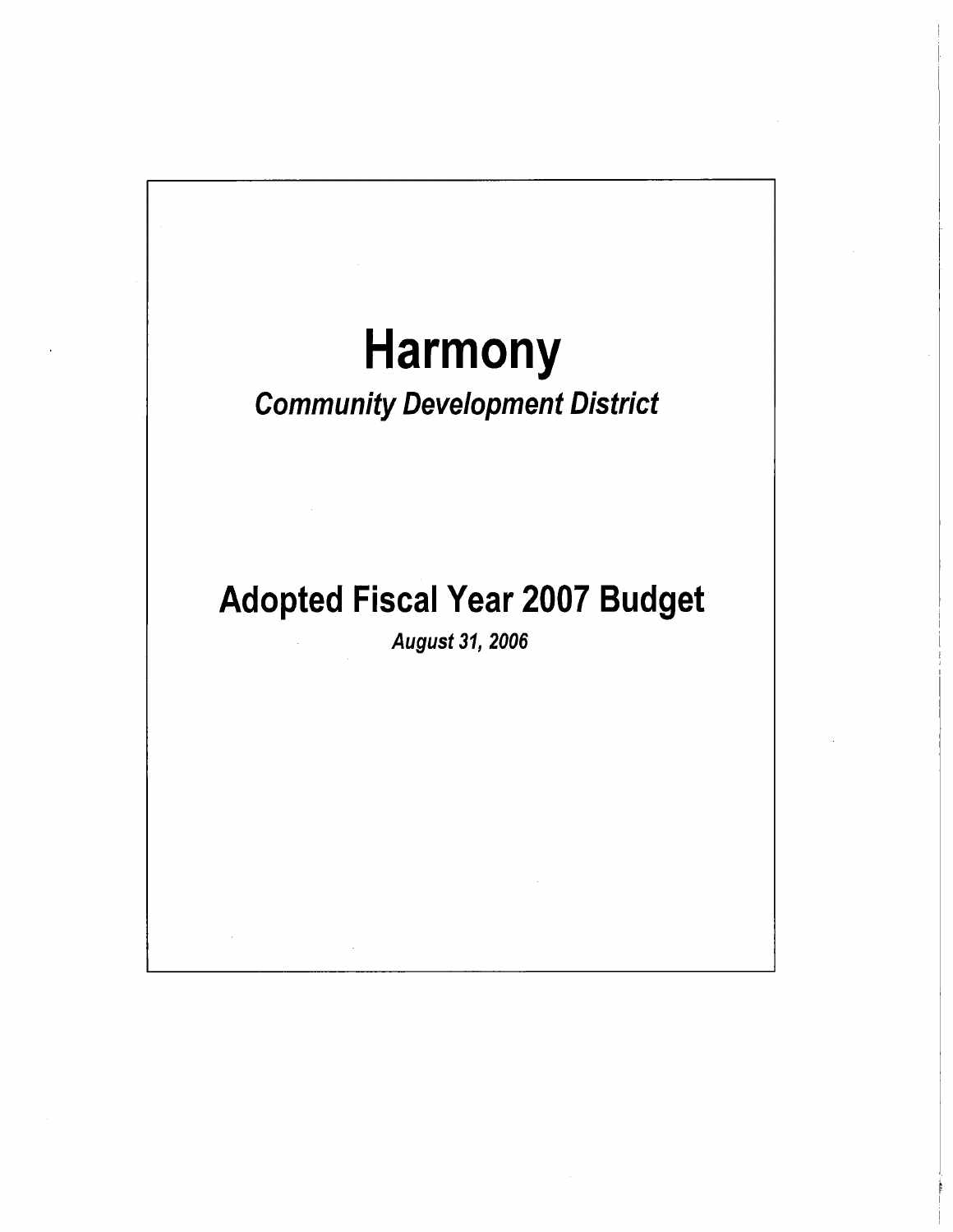# Harmony

## *Community Development District*

# Adopted Fiscal Year 2007 Budget

***August 31, 2006***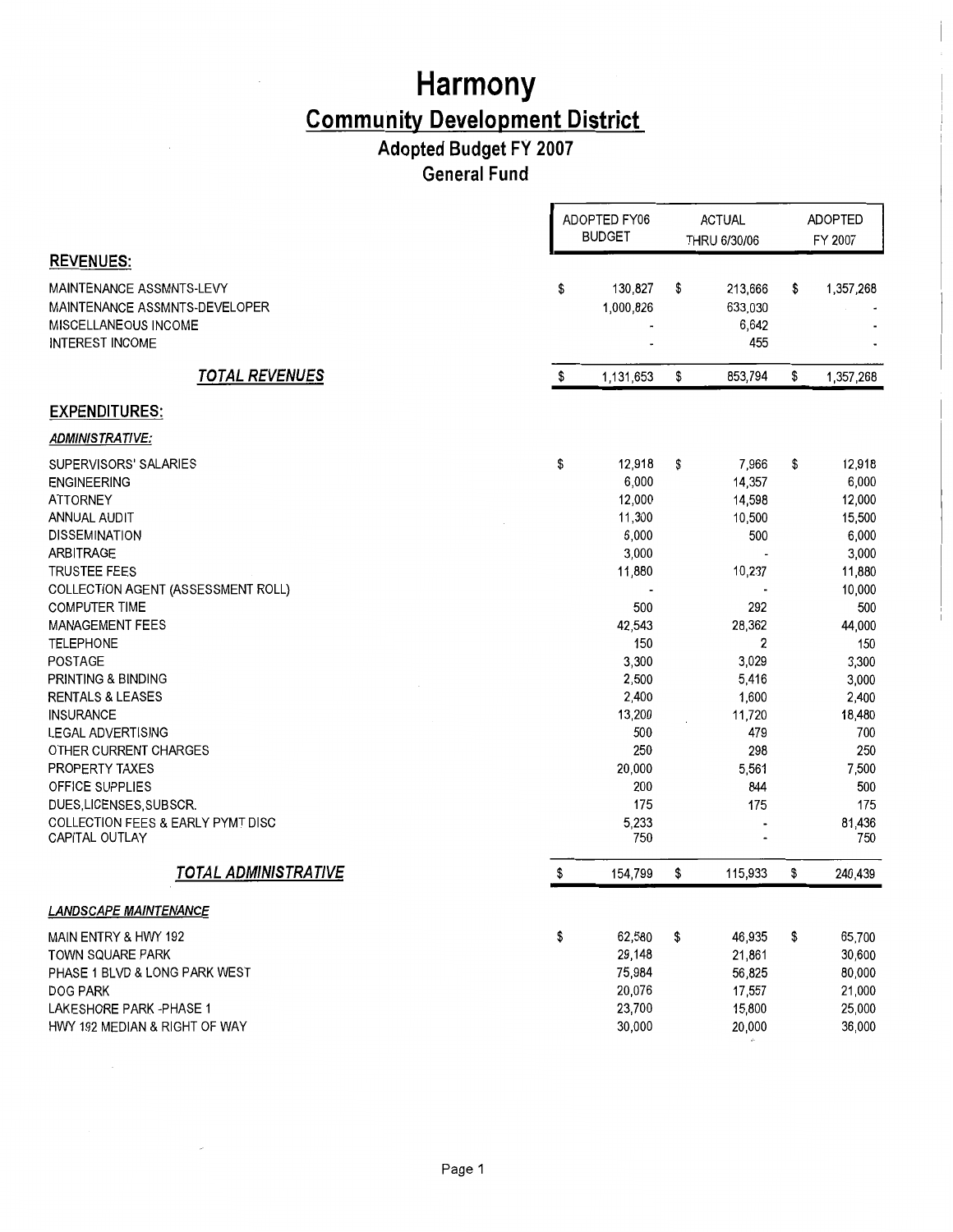# Harmony

## Community Development District

### Adopted Budget FY 2007

### General Fund

| | ADOPTED FY06 BUDGET | ACTUAL THRU 6/30/06 | ADOPTED FY 2007 |
|---|---|---|---|
| **REVENUES:** | | | |
| MAINTENANCE ASSMNTS-LEVY | $ 130,827 | $ 213,666 | $ 1,357,268 |
| MAINTENANCE ASSMNTS-DEVELOPER | 1,000,826 | 633,030 | - |
| MISCELLANEOUS INCOME | - | 6,642 | - |
| INTEREST INCOME | - | 455 | - |
| ***TOTAL REVENUES*** | $ 1,131,653 | $ 853,794 | $ 1,357,268 |
| **EXPENDITURES:** | | | |
| ***ADMINISTRATIVE:*** | | | |
| SUPERVISORS' SALARIES | $ 12,918 | $ 7,966 | $ 12,918 |
| ENGINEERING | 6,000 | 14,357 | 6,000 |
| ATTORNEY | 12,000 | 14,598 | 12,000 |
| ANNUAL AUDIT | 11,300 | 10,500 | 15,500 |
| DISSEMINATION | 6,000 | 500 | 6,000 |
| ARBITRAGE | 3,000 | - | 3,000 |
| TRUSTEE FEES | 11,880 | 10,237 | 11,880 |
| COLLECTION AGENT (ASSESSMENT ROLL) | - | - | 10,000 |
| COMPUTER TIME | 500 | 292 | 500 |
| MANAGEMENT FEES | 42,543 | 28,362 | 44,000 |
| TELEPHONE | 150 | 2 | 150 |
| POSTAGE | 3,300 | 3,029 | 3,300 |
| PRINTING & BINDING | 2,500 | 5,416 | 3,000 |
| RENTALS & LEASES | 2,400 | 1,600 | 2,400 |
| INSURANCE | 13,200 | 11,720 | 18,480 |
| LEGAL ADVERTISING | 500 | 479 | 700 |
| OTHER CURRENT CHARGES | 250 | 298 | 250 |
| PROPERTY TAXES | 20,000 | 5,561 | 7,500 |
| OFFICE SUPPLIES | 200 | 844 | 500 |
| DUES,LICENSES,SUBSCR. | 175 | 175 | 175 |
| COLLECTION FEES & EARLY PYMT DISC | 5,233 | - | 81,436 |
| CAPITAL OUTLAY | 750 | - | 750 |
| ***TOTAL ADMINISTRATIVE*** | $ 154,799 | $ 115,933 | $ 240,439 |
| ***LANDSCAPE MAINTENANCE*** | | | |
| MAIN ENTRY & HWY 192 | $ 62,580 | $ 46,935 | $ 65,700 |
| TOWN SQUARE PARK | 29,148 | 21,861 | 30,600 |
| PHASE 1 BLVD & LONG PARK WEST | 75,984 | 56,825 | 80,000 |
| DOG PARK | 20,076 | 17,557 | 21,000 |
| LAKESHORE PARK -PHASE 1 | 23,700 | 15,800 | 25,000 |
| HWY 192 MEDIAN & RIGHT OF WAY | 30,000 | 20,000 | 36,000 |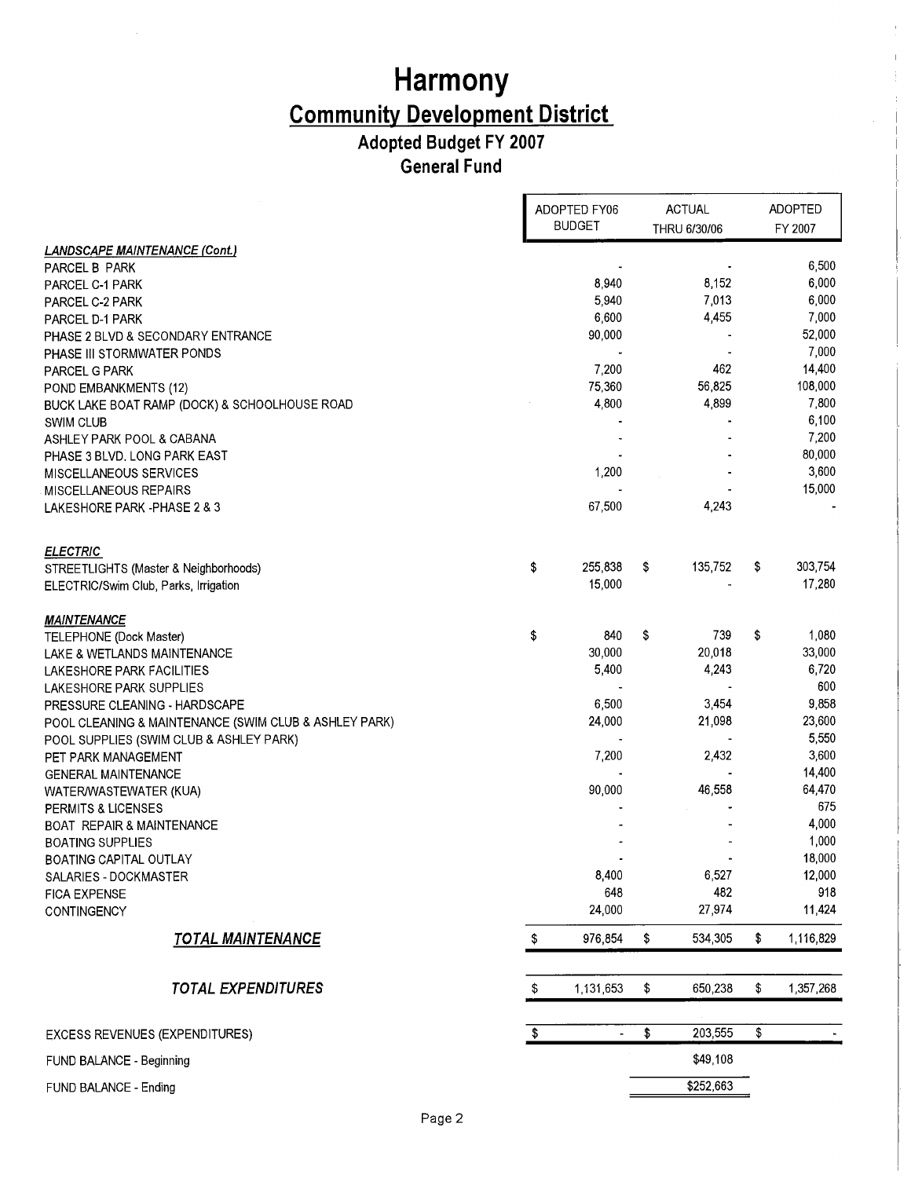# Harmony

## Community Development District

### Adopted Budget FY 2007

### General Fund

| | ADOPTED FY06 BUDGET | ACTUAL THRU 6/30/06 | ADOPTED FY 2007 |
|---|---|---|---|
| ***LANDSCAPE MAINTENANCE (Cont.)*** | | | |
| PARCEL B PARK | - | - | 6,500 |
| PARCEL C-1 PARK | 8,940 | 8,152 | 6,000 |
| PARCEL C-2 PARK | 5,940 | 7,013 | 6,000 |
| PARCEL D-1 PARK | 6,600 | 4,455 | 7,000 |
| PHASE 2 BLVD & SECONDARY ENTRANCE | 90,000 | - | 52,000 |
| PHASE III STORMWATER PONDS | - | - | 7,000 |
| PARCEL G PARK | 7,200 | 462 | 14,400 |
| POND EMBANKMENTS (12) | 75,360 | 56,825 | 108,000 |
| BUCK LAKE BOAT RAMP (DOCK) & SCHOOLHOUSE ROAD | 4,800 | 4,899 | 7,800 |
| SWIM CLUB | - | - | 6,100 |
| ASHLEY PARK POOL & CABANA | - | - | 7,200 |
| PHASE 3 BLVD. LONG PARK EAST | - | - | 80,000 |
| MISCELLANEOUS SERVICES | 1,200 | - | 3,600 |
| MISCELLANEOUS REPAIRS | - | - | 15,000 |
| LAKESHORE PARK -PHASE 2 & 3 | 67,500 | 4,243 | - |
| ***ELECTRIC*** | | | |
| STREETLIGHTS (Master & Neighborhoods) | $ 255,838 | $ 135,752 | $ 303,754 |
| ELECTRIC/Swim Club, Parks, Irrigation | 15,000 | - | 17,280 |
| ***MAINTENANCE*** | | | |
| TELEPHONE (Dock Master) | $ 840 | $ 739 | $ 1,080 |
| LAKE & WETLANDS MAINTENANCE | 30,000 | 20,018 | 33,000 |
| LAKESHORE PARK FACILITIES | 5,400 | 4,243 | 6,720 |
| LAKESHORE PARK SUPPLIES | - | - | 600 |
| PRESSURE CLEANING - HARDSCAPE | 6,500 | 3,454 | 9,858 |
| POOL CLEANING & MAINTENANCE (SWIM CLUB & ASHLEY PARK) | 24,000 | 21,098 | 23,600 |
| POOL SUPPLIES (SWIM CLUB & ASHLEY PARK) | - | - | 5,550 |
| PET PARK MANAGEMENT | 7,200 | 2,432 | 3,600 |
| GENERAL MAINTENANCE | - | - | 14,400 |
| WATER/WASTEWATER (KUA) | 90,000 | 46,558 | 64,470 |
| PERMITS & LICENSES | - | - | 675 |
| BOAT REPAIR & MAINTENANCE | - | - | 4,000 |
| BOATING SUPPLIES | - | - | 1,000 |
| BOATING CAPITAL OUTLAY | - | - | 18,000 |
| SALARIES - DOCKMASTER | 8,400 | 6,527 | 12,000 |
| FICA EXPENSE | 648 | 482 | 918 |
| CONTINGENCY | 24,000 | 27,974 | 11,424 |
| ***TOTAL MAINTENANCE*** | $ 976,854 | $ 534,305 | $ 1,116,829 |
| ***TOTAL EXPENDITURES*** | $ 1,131,653 | $ 650,238 | $ 1,357,268 |
| EXCESS REVENUES (EXPENDITURES) | $ - | $ 203,555 | $ - |
| FUND BALANCE - Beginning | | $49,108 | |
| FUND BALANCE - Ending | | $252,663 | |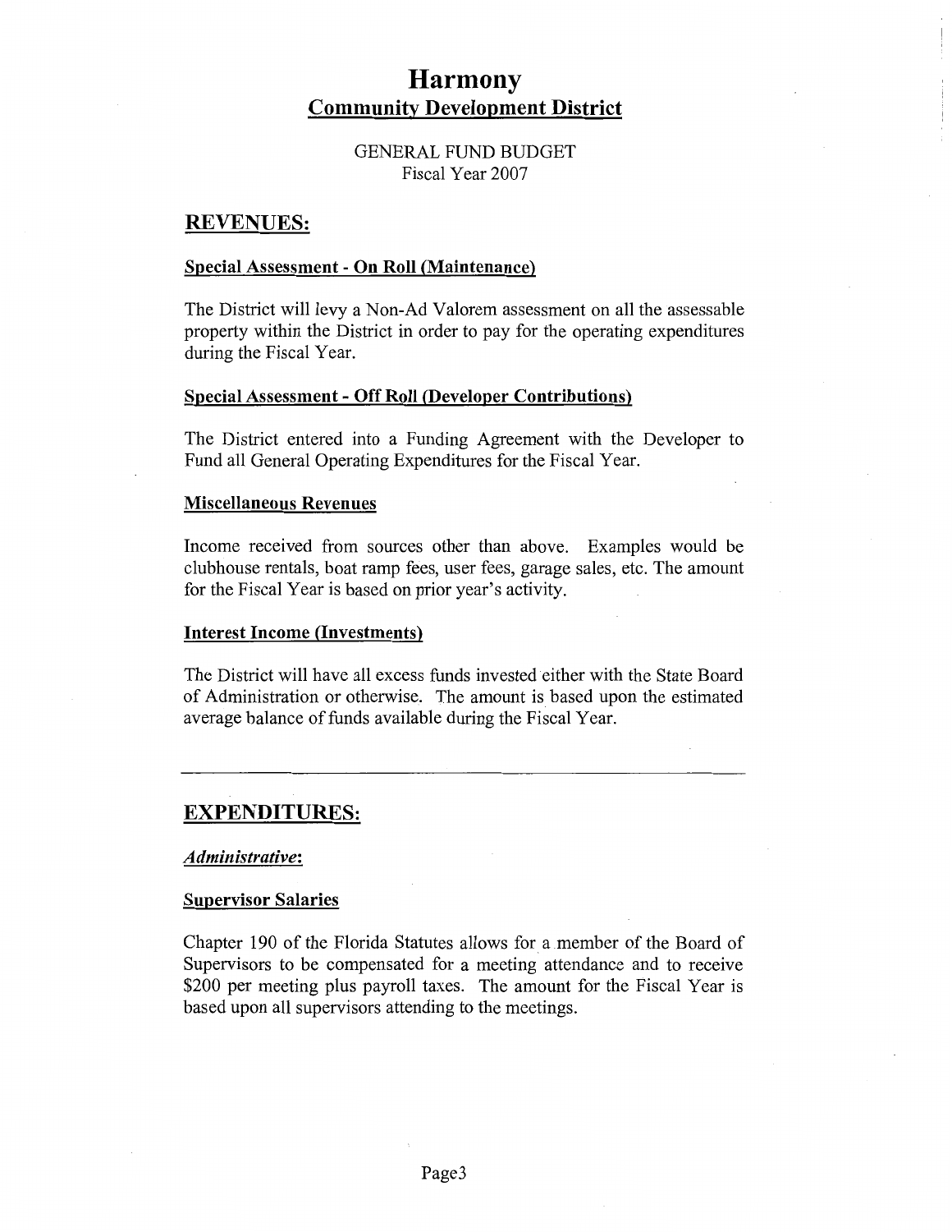# Harmony

## Community Development District

GENERAL FUND BUDGET
Fiscal Year 2007

## REVENUES:

### Special Assessment - On Roll (Maintenance)

The District will levy a Non-Ad Valorem assessment on all the assessable property within the District in order to pay for the operating expenditures during the Fiscal Year.

### Special Assessment - Off Roll (Developer Contributions)

The District entered into a Funding Agreement with the Developer to Fund all General Operating Expenditures for the Fiscal Year.

### Miscellaneous Revenues

Income received from sources other than above. Examples would be clubhouse rentals, boat ramp fees, user fees, garage sales, etc. The amount for the Fiscal Year is based on prior year's activity.

### Interest Income (Investments)

The District will have all excess funds invested either with the State Board of Administration or otherwise. The amount is based upon the estimated average balance of funds available during the Fiscal Year.

---

## EXPENDITURES:

***Administrative:***

### Supervisor Salaries

Chapter 190 of the Florida Statutes allows for a member of the Board of Supervisors to be compensated for a meeting attendance and to receive $200 per meeting plus payroll taxes. The amount for the Fiscal Year is based upon all supervisors attending to the meetings.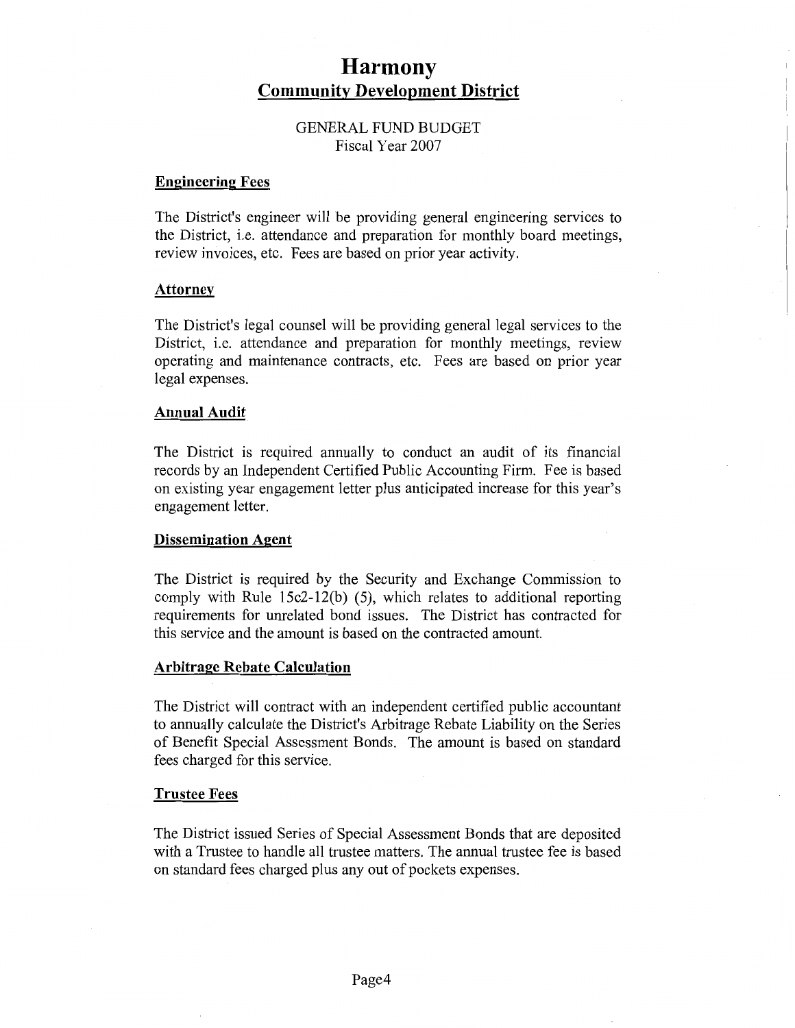# Harmony

## Community Development District

GENERAL FUND BUDGET
Fiscal Year 2007

### Engineering Fees

The District's engineer will be providing general engineering services to the District, i.e. attendance and preparation for monthly board meetings, review invoices, etc. Fees are based on prior year activity.

### Attorney

The District's legal counsel will be providing general legal services to the District, i.e. attendance and preparation for monthly meetings, review operating and maintenance contracts, etc. Fees are based on prior year legal expenses.

### Annual Audit

The District is required annually to conduct an audit of its financial records by an Independent Certified Public Accounting Firm. Fee is based on existing year engagement letter plus anticipated increase for this year's engagement letter.

### Dissemination Agent

The District is required by the Security and Exchange Commission to comply with Rule 15c2-12(b) (5), which relates to additional reporting requirements for unrelated bond issues. The District has contracted for this service and the amount is based on the contracted amount.

### Arbitrage Rebate Calculation

The District will contract with an independent certified public accountant to annually calculate the District's Arbitrage Rebate Liability on the Series of Benefit Special Assessment Bonds. The amount is based on standard fees charged for this service.

### Trustee Fees

The District issued Series of Special Assessment Bonds that are deposited with a Trustee to handle all trustee matters. The annual trustee fee is based on standard fees charged plus any out of pockets expenses.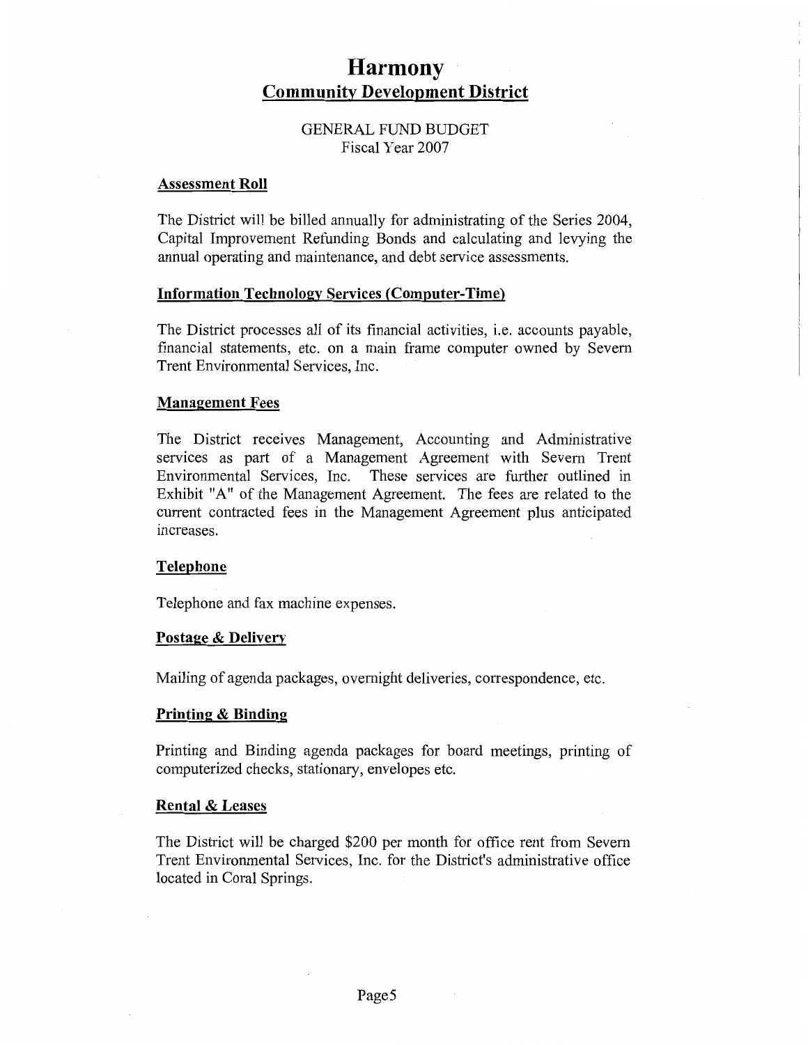# Harmony

## Community Development District

GENERAL FUND BUDGET
Fiscal Year 2007

### Assessment Roll

The District will be billed annually for administrating of the Series 2004, Capital Improvement Refunding Bonds and calculating and levying the annual operating and maintenance, and debt service assessments.

### Information Technology Services (Computer-Time)

The District processes all of its financial activities, i.e. accounts payable, financial statements, etc. on a main frame computer owned by Severn Trent Environmental Services, Inc.

### Management Fees

The District receives Management, Accounting and Administrative services as part of a Management Agreement with Severn Trent Environmental Services, Inc. These services are further outlined in Exhibit "A" of the Management Agreement. The fees are related to the current contracted fees in the Management Agreement plus anticipated increases.

### Telephone

Telephone and fax machine expenses.

### Postage & Delivery

Mailing of agenda packages, overnight deliveries, correspondence, etc.

### Printing & Binding

Printing and Binding agenda packages for board meetings, printing of computerized checks, stationary, envelopes etc.

### Rental & Leases

The District will be charged $200 per month for office rent from Severn Trent Environmental Services, Inc. for the District's administrative office located in Coral Springs.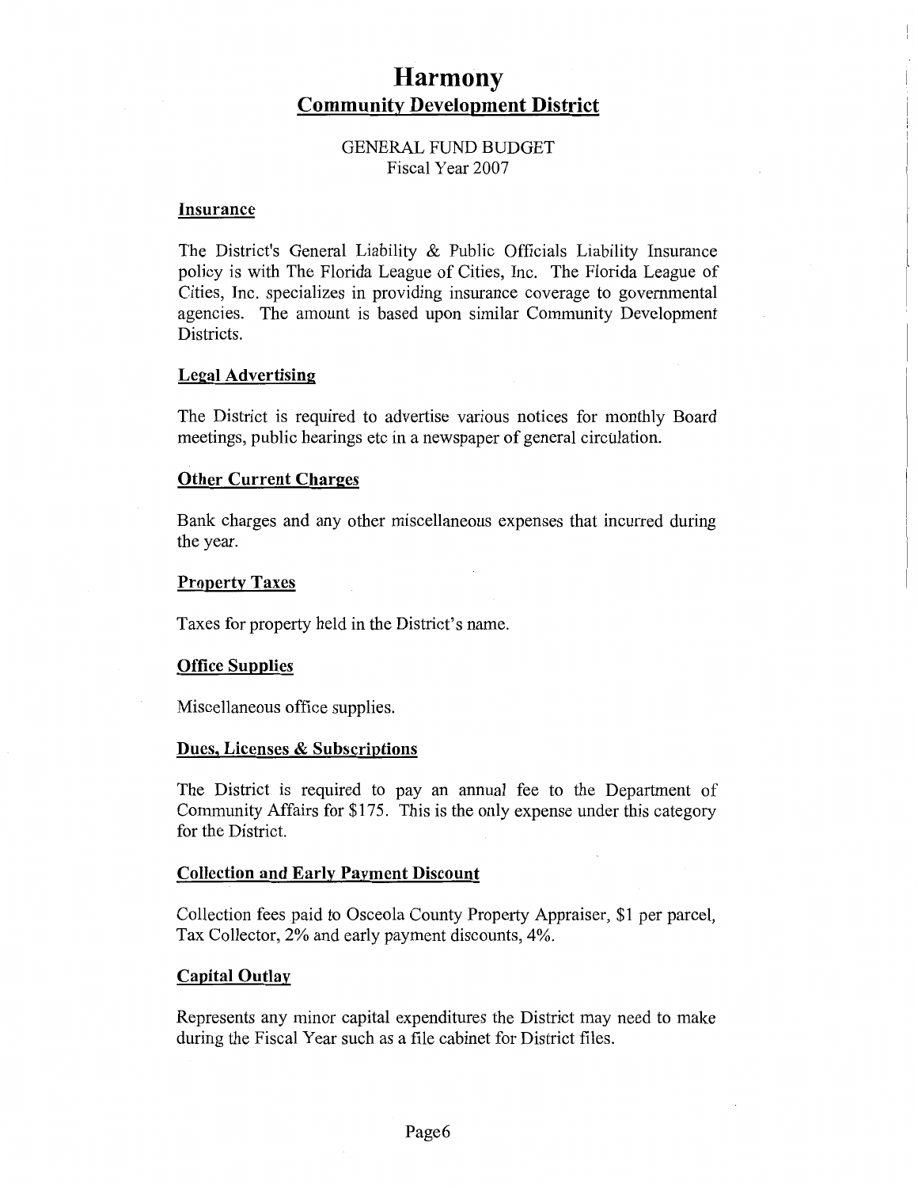# Harmony

## Community Development District

GENERAL FUND BUDGET
Fiscal Year 2007

### Insurance

The District's General Liability & Public Officials Liability Insurance policy is with The Florida League of Cities, Inc. The Florida League of Cities, Inc. specializes in providing insurance coverage to governmental agencies. The amount is based upon similar Community Development Districts.

### Legal Advertising

The District is required to advertise various notices for monthly Board meetings, public hearings etc in a newspaper of general circulation.

### Other Current Charges

Bank charges and any other miscellaneous expenses that incurred during the year.

### Property Taxes

Taxes for property held in the District's name.

### Office Supplies

Miscellaneous office supplies.

### Dues, Licenses & Subscriptions

The District is required to pay an annual fee to the Department of Community Affairs for $175. This is the only expense under this category for the District.

### Collection and Early Payment Discount

Collection fees paid to Osceola County Property Appraiser, $1 per parcel, Tax Collector, 2% and early payment discounts, 4%.

### Capital Outlay

Represents any minor capital expenditures the District may need to make during the Fiscal Year such as a file cabinet for District files.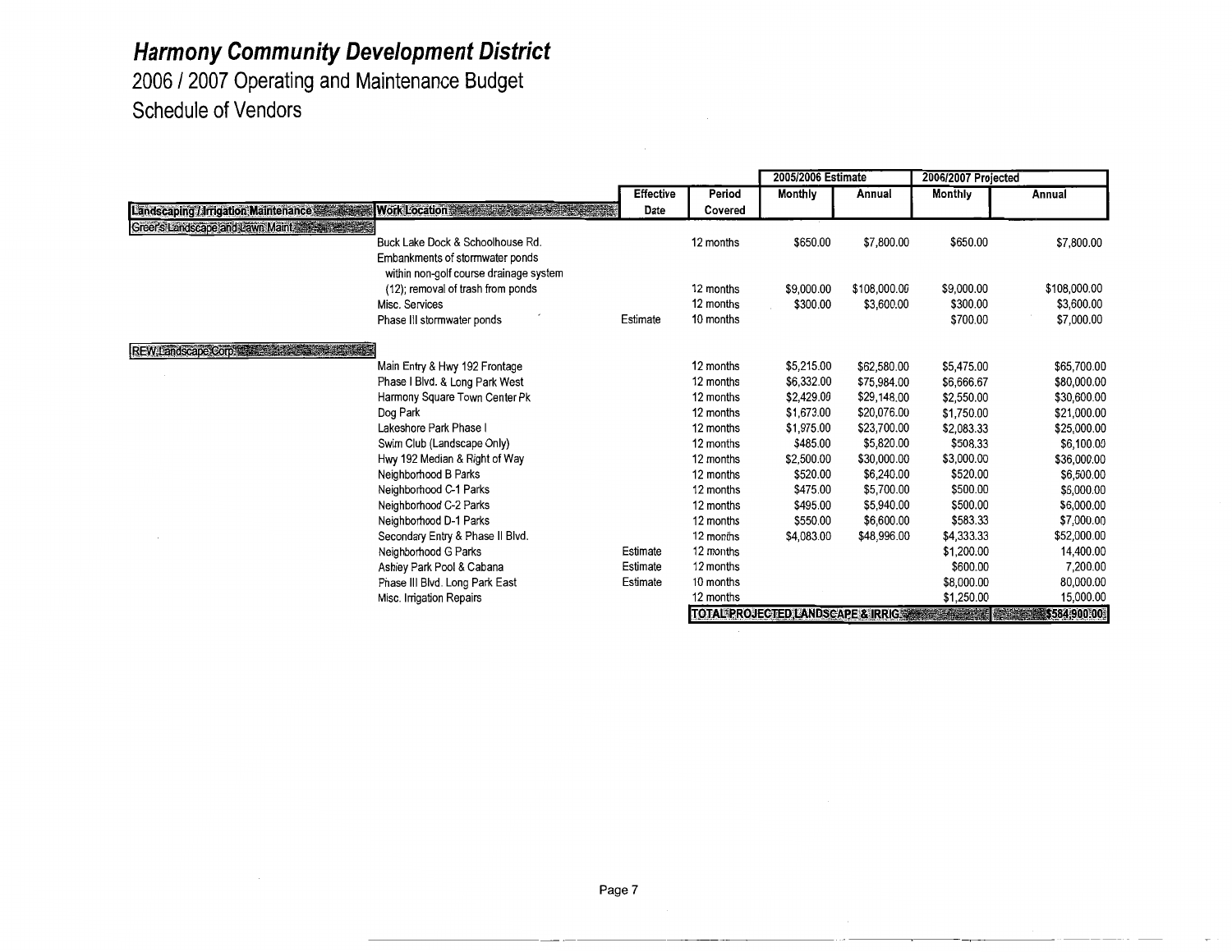# Harmony Community Development District

2006 / 2007 Operating and Maintenance Budget

Schedule of Vendors

| | | | | 2005/2006 Estimate | | 2006/2007 Projected | |
|---|---|---|---|---|---|---|---|
| **Landscaping / Irrigation Maintenance** | **Work Location** | **Effective Date** | **Period Covered** | **Monthly** | **Annual** | **Monthly** | **Annual** |
| **Greer's Landscape and Lawn Maint.** | | | | | | | |
| | Buck Lake Dock & Schoolhouse Rd. | | 12 months | $650.00 | $7,800.00 | $650.00 | $7,800.00 |
| | Embankments of stormwater ponds within non-golf course drainage system (12); removal of trash from ponds | | 12 months | $9,000.00 | $108,000.00 | $9,000.00 | $108,000.00 |
| | Misc. Services | | 12 months | $300.00 | $3,600.00 | $300.00 | $3,600.00 |
| | Phase III stormwater ponds | Estimate | 10 months | | | $700.00 | $7,000.00 |
| **REW Landscape Corp.** | | | | | | | |
| | Main Entry & Hwy 192 Frontage | | 12 months | $5,215.00 | $62,580.00 | $5,475.00 | $65,700.00 |
| | Phase I Blvd. & Long Park West | | 12 months | $6,332.00 | $75,984.00 | $6,666.67 | $80,000.00 |
| | Harmony Square Town Center Pk | | 12 months | $2,429.00 | $29,148.00 | $2,550.00 | $30,600.00 |
| | Dog Park | | 12 months | $1,673.00 | $20,076.00 | $1,750.00 | $21,000.00 |
| | Lakeshore Park Phase I | | 12 months | $1,975.00 | $23,700.00 | $2,083.33 | $25,000.00 |
| | Swim Club (Landscape Only) | | 12 months | $485.00 | $5,820.00 | $508.33 | $6,100.00 |
| | Hwy 192 Median & Right of Way | | 12 months | $2,500.00 | $30,000.00 | $3,000.00 | $36,000.00 |
| | Neighborhood B Parks | | 12 months | $520.00 | $6,240.00 | $520.00 | $6,500.00 |
| | Neighborhood C-1 Parks | | 12 months | $475.00 | $5,700.00 | $500.00 | $6,000.00 |
| | Neighborhood C-2 Parks | | 12 months | $495.00 | $5,940.00 | $500.00 | $6,000.00 |
| | Neighborhood D-1 Parks | | 12 months | $550.00 | $6,600.00 | $583.33 | $7,000.00 |
| | Secondary Entry & Phase II Blvd. | | 12 months | $4,083.00 | $48,996.00 | $4,333.33 | $52,000.00 |
| | Neighborhood G Parks | Estimate | 12 months | | | $1,200.00 | 14,400.00 |
| | Ashley Park Pool & Cabana | Estimate | 12 months | | | $600.00 | 7,200.00 |
| | Phase III Blvd. Long Park East | Estimate | 10 months | | | $8,000.00 | 80,000.00 |
| | Misc. Irrigation Repairs | | 12 months | | | $1,250.00 | 15,000.00 |
| | | | **TOTAL PROJECTED LANDSCAPE & IRRIG** | | | | **$584,900.00** |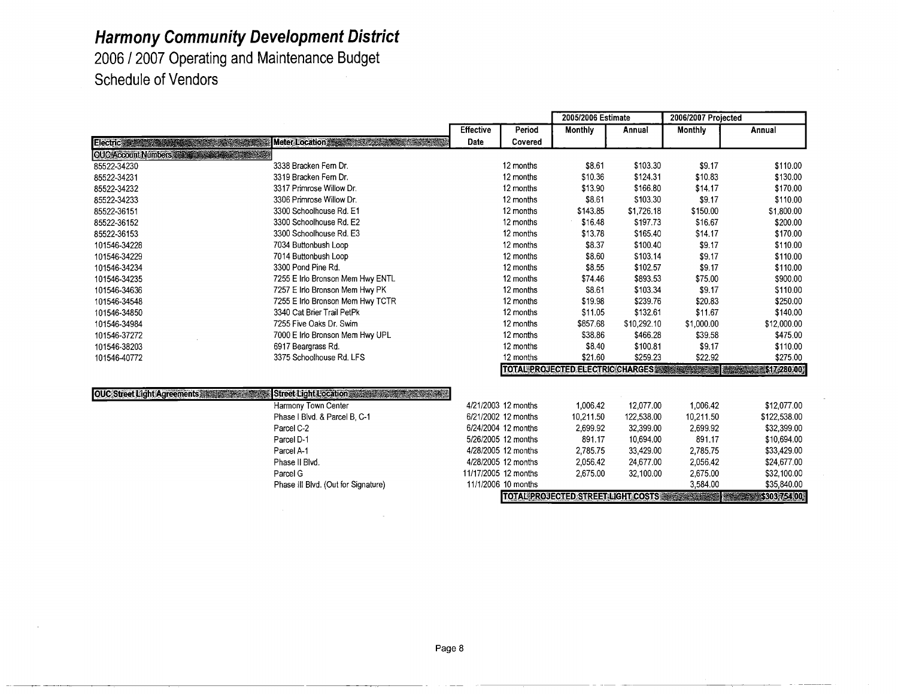# Harmony Community Development District

## 2006 / 2007 Operating and Maintenance Budget

## Schedule of Vendors

| | | | | 2005/2006 Estimate | | 2006/2007 Projected | |
|---|---|---|---|---|---|---|---|
| **Electric** | **Meter Location** | **Effective Date** | **Period Covered** | **Monthly** | **Annual** | **Monthly** | **Annual** |
| **OUC Account Numbers** | | | | | | | |
| 85522-34230 | 3338 Bracken Fern Dr. | | 12 months | $8.61 | $103.30 | $9.17 | $110.00 |
| 85522-34231 | 3319 Bracken Fern Dr. | | 12 months | $10.36 | $124.31 | $10.83 | $130.00 |
| 85522-34232 | 3317 Primrose Willow Dr. | | 12 months | $13.90 | $166.80 | $14.17 | $170.00 |
| 85522-34233 | 3306 Primrose Willow Dr. | | 12 months | $8.61 | $103.30 | $9.17 | $110.00 |
| 85522-36151 | 3300 Schoolhouse Rd. E1 | | 12 months | $143.85 | $1,726.18 | $150.00 | $1,800.00 |
| 85522-36152 | 3300 Schoolhouse Rd. E2 | | 12 months | $16.48 | $197.73 | $16.67 | $200.00 |
| 85522-36153 | 3300 Schoolhouse Rd. E3 | | 12 months | $13.78 | $165.40 | $14.17 | $170.00 |
| 101546-34228 | 7034 Buttonbush Loop | | 12 months | $8.37 | $100.40 | $9.17 | $110.00 |
| 101546-34229 | 7014 Buttonbush Loop | | 12 months | $8.60 | $103.14 | $9.17 | $110.00 |
| 101546-34234 | 3300 Pond Pine Rd. | | 12 months | $8.55 | $102.57 | $9.17 | $110.00 |
| 101546-34235 | 7255 E Irlo Bronson Mem Hwy ENTL | | 12 months | $74.46 | $893.53 | $75.00 | $900.00 |
| 101546-34636 | 7257 E Irlo Bronson Mem Hwy PK | | 12 months | $8.61 | $103.34 | $9.17 | $110.00 |
| 101546-34548 | 7255 E Irlo Bronson Mem Hwy TCTR | | 12 months | $19.98 | $239.76 | $20.83 | $250.00 |
| 101546-34850 | 3340 Cat Brier Trail PetPk | | 12 months | $11.05 | $132.61 | $11.67 | $140.00 |
| 101546-34984 | 7255 Five Oaks Dr. Swim | | 12 months | $857.68 | $10,292.10 | $1,000.00 | $12,000.00 |
| 101546-37272 | 7000 E Irlo Bronson Mem Hwy UPL | | 12 months | $38.86 | $466.28 | $39.58 | $475.00 |
| 101546-38203 | 6917 Beargrass Rd. | | 12 months | $8.40 | $100.81 | $9.17 | $110.00 |
| 101546-40772 | 3375 Schoolhouse Rd. LFS | | 12 months | $21.60 | $259.23 | $22.92 | $275.00 |
| | | | **TOTAL PROJECTED ELECTRIC CHARGES** | | | | **$17,280.00** |
| | | | | | | | |
| **OUC Street Light Agreements** | **Street Light Location** | | | | | | |
| | Harmony Town Center | 4/21/2003 | 12 months | 1,006.42 | 12,077.00 | 1,006.42 | $12,077.00 |
| | Phase I Blvd. & Parcel B, C-1 | 6/21/2002 | 12 months | 10,211.50 | 122,538.00 | 10,211.50 | $122,538.00 |
| | Parcel C-2 | 6/24/2004 | 12 months | 2,699.92 | 32,399.00 | 2,699.92 | $32,399.00 |
| | Parcel D-1 | 5/26/2005 | 12 months | 891.17 | 10,694.00 | 891.17 | $10,694.00 |
| | Parcel A-1 | 4/28/2005 | 12 months | 2,785.75 | 33,429.00 | 2,785.75 | $33,429.00 |
| | Phase II Blvd. | 4/28/2005 | 12 months | 2,056.42 | 24,677.00 | 2,056.42 | $24,677.00 |
| | Parcel G | 11/17/2005 | 12 months | 2,675.00 | 32,100.00 | 2,675.00 | $32,100.00 |
| | Phase III Blvd. (Out for Signature) | 11/1/2006 | 10 months | | | 3,584.00 | $35,840.00 |
| | | | **TOTAL PROJECTED STREET LIGHT COSTS** | | | | **$303,754.00** |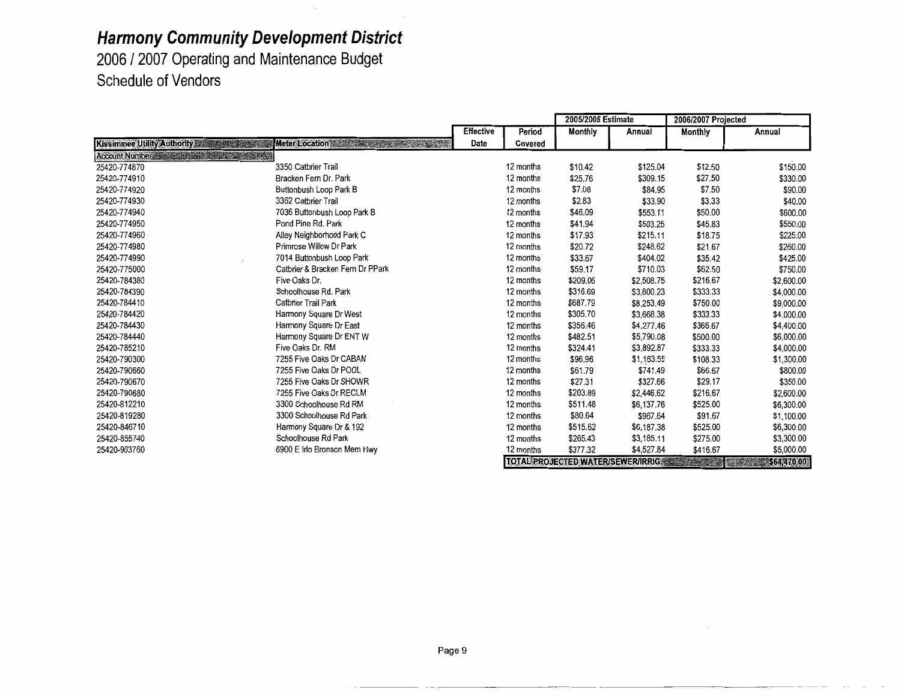# Harmony Community Development District

2006 / 2007 Operating and Maintenance Budget

Schedule of Vendors

| Kissimmee Utility Authority | Meter Location | Effective Date | Period Covered | 2005/2006 Estimate Monthly | 2005/2006 Estimate Annual | 2006/2007 Projected Monthly | 2006/2007 Projected Annual |
|---|---|---|---|---|---|---|---|
| Account Number | | | | | | | |
| 25420-774870 | 3350 Catbrier Trail | | 12 months | $10.42 | $125.04 | $12.50 | $150.00 |
| 25420-774910 | Bracken Fern Dr. Park | | 12 months | $25.76 | $309.15 | $27.50 | $330.00 |
| 25420-774920 | Buttonbush Loop Park B | | 12 months | $7.08 | $84.95 | $7.50 | $90.00 |
| 25420-774930 | 3362 Catbrier Trail | | 12 months | $2.83 | $33.90 | $3.33 | $40.00 |
| 25420-774940 | 7036 Buttonbush Loop Park B | | 12 months | $46.09 | $553.11 | $50.00 | $600.00 |
| 25420-774950 | Pond Pine Rd. Park | | 12 months | $41.94 | $503.25 | $45.83 | $550.00 |
| 25420-774960 | Alley Neighborhood Park C | | 12 months | $17.93 | $215.11 | $18.75 | $225.00 |
| 25420-774980 | Primrose Willow Dr Park | | 12 months | $20.72 | $248.62 | $21.67 | $260.00 |
| 25420-774990 | 7014 Buttonbush Loop Park | | 12 months | $33.67 | $404.02 | $35.42 | $425.00 |
| 25420-775000 | Catbrier & Bracken Fern Dr PPark | | 12 months | $59.17 | $710.03 | $62.50 | $750.00 |
| 25420-784380 | Five Oaks Dr. | | 12 months | $209.06 | $2,508.75 | $216.67 | $2,600.00 |
| 25420-784390 | Schoolhouse Rd. Park | | 12 months | $316.69 | $3,800.23 | $333.33 | $4,000.00 |
| 25420-784410 | Catbrier Trail Park | | 12 months | $687.79 | $8,253.49 | $750.00 | $9,000.00 |
| 25420-784420 | Harmony Square Dr West | | 12 months | $305.70 | $3,668.38 | $333.33 | $4,000.00 |
| 25420-784430 | Harmony Square Dr East | | 12 months | $356.46 | $4,277.46 | $366.67 | $4,400.00 |
| 25420-784440 | Harmony Square Dr ENT W | | 12 months | $482.51 | $5,790.08 | $500.00 | $6,000.00 |
| 25420-785210 | Five Oaks Dr. RM | | 12 months | $324.41 | $3,892.87 | $333.33 | $4,000.00 |
| 25420-790300 | 7255 Five Oaks Dr CABAN | | 12 months | $96.96 | $1,163.55 | $108.33 | $1,300.00 |
| 25420-790660 | 7255 Five Oaks Dr POOL | | 12 months | $61.79 | $741.49 | $66.67 | $800.00 |
| 25420-790670 | 7255 Five Oaks Dr SHOWR | | 12 months | $27.31 | $327.66 | $29.17 | $350.00 |
| 25420-790680 | 7255 Five Oaks Dr RECLM | | 12 months | $203.89 | $2,446.62 | $216.67 | $2,600.00 |
| 25420-812210 | 3300 Schoolhouse Rd RM | | 12 months | $511.48 | $6,137.76 | $525.00 | $6,300.00 |
| 25420-819280 | 3300 Schoolhouse Rd Park | | 12 months | $80.64 | $967.64 | $91.67 | $1,100.00 |
| 25420-846710 | Harmony Square Dr & 192 | | 12 months | $515.62 | $6,187.38 | $525.00 | $6,300.00 |
| 25420-855740 | Schoolhouse Rd Park | | 12 months | $265.43 | $3,185.11 | $275.00 | $3,300.00 |
| 25420-903760 | 6900 E Irlo Bronson Mem Hwy | | 12 months | $377.32 | $4,527.84 | $416.67 | $5,000.00 |
| | | | TOTAL PROJECTED WATER/SEWER/IRRIG | | | | $64,470.00 |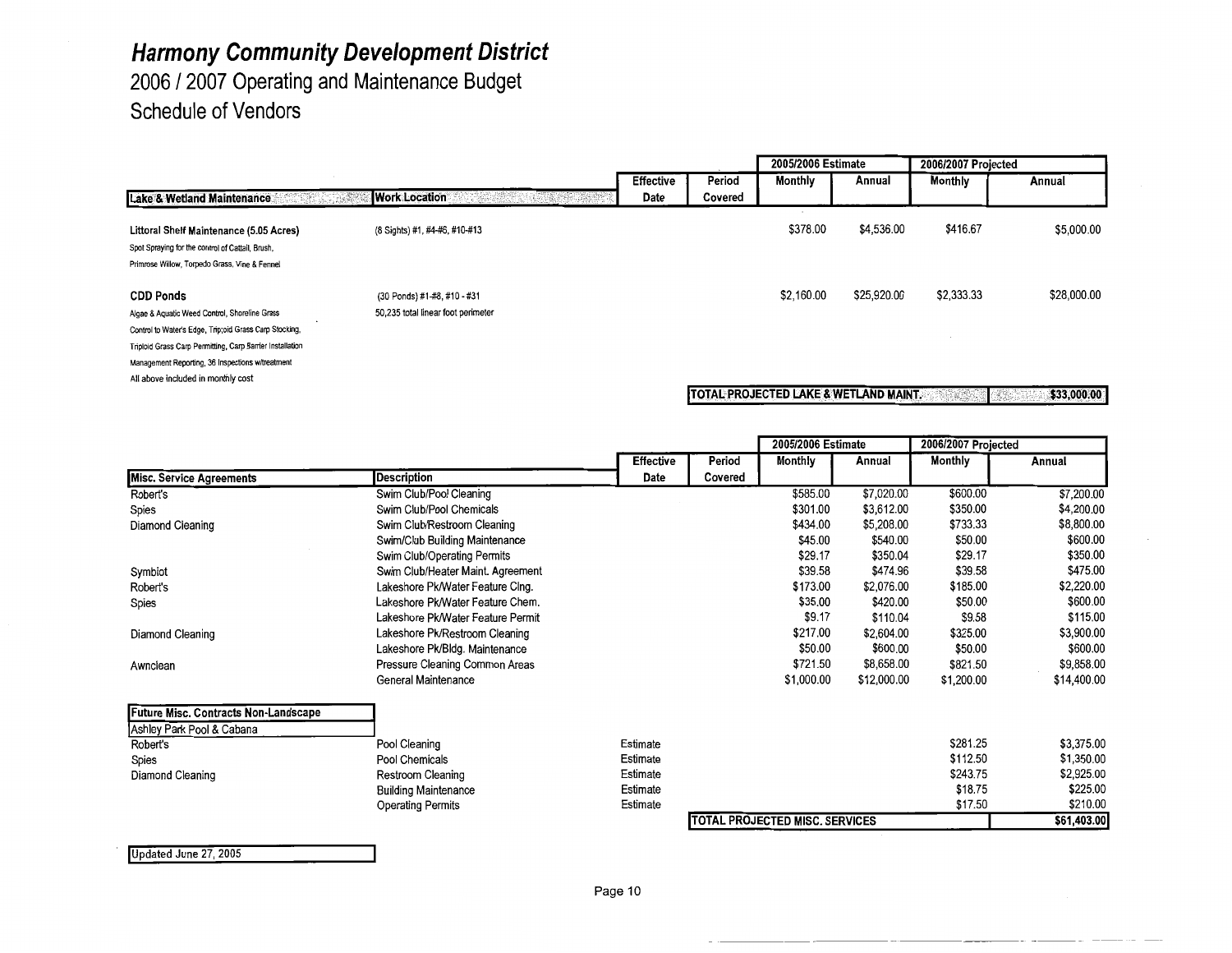# Harmony Community Development District

2006 / 2007 Operating and Maintenance Budget

Schedule of Vendors

| Lake & Wetland Maintenance | Work Location | Effective Date | Period Covered | 2005/2006 Estimate Monthly | 2005/2006 Estimate Annual | 2006/2007 Projected Monthly | 2006/2007 Projected Annual |
|---|---|---|---|---|---|---|---|
| **Littoral Shelf Maintenance (5.05 Acres)**<br>Spot Spraying for the control of Cattail, Brush, Primrose Willow, Torpedo Grass, Vine & Fennel | (8 Sights) #1, #4-#6, #10-#13 | | | $378.00 | $4,536.00 | $416.67 | $5,000.00 |
| **CDD Ponds**<br>Algae & Aquatic Weed Control, Shoreline Grass Control to Water's Edge, Triploid Grass Carp Stocking, Triploid Grass Carp Permitting, Carp Barrier Installation Management Reporting, 36 Inspections w/treatment<br>All above included in monthly cost | (30 Ponds) #1-#8, #10 - #31<br>50,235 total linear foot perimeter | | | $2,160.00 | $25,920.00 | $2,333.33 | $28,000.00 |
| **TOTAL PROJECTED LAKE & WETLAND MAINT.** | | | | | | | **$33,000.00** |

| Misc. Service Agreements | Description | Effective Date | Period Covered | 2005/2006 Estimate Monthly | 2005/2006 Estimate Annual | 2006/2007 Projected Monthly | 2006/2007 Projected Annual |
|---|---|---|---|---|---|---|---|
| Robert's | Swim Club/Pool Cleaning | | | $585.00 | $7,020.00 | $600.00 | $7,200.00 |
| Spies | Swim Club/Pool Chemicals | | | $301.00 | $3,612.00 | $350.00 | $4,200.00 |
| Diamond Cleaning | Swim Club/Restroom Cleaning | | | $434.00 | $5,208.00 | $733.33 | $8,800.00 |
| | Swim/Club Building Maintenance | | | $45.00 | $540.00 | $50.00 | $600.00 |
| | Swim Club/Operating Permits | | | $29.17 | $350.04 | $29.17 | $350.00 |
| Symbiot | Swim Club/Heater Maint. Agreement | | | $39.58 | $474.96 | $39.58 | $475.00 |
| Robert's | Lakeshore Pk/Water Feature Clng. | | | $173.00 | $2,076.00 | $185.00 | $2,220.00 |
| Spies | Lakeshore Pk/Water Feature Chem. | | | $35.00 | $420.00 | $50.00 | $600.00 |
| | Lakeshore Pk/Water Feature Permit | | | $9.17 | $110.04 | $9.58 | $115.00 |
| Diamond Cleaning | Lakeshore Pk/Restroom Cleaning | | | $217.00 | $2,604.00 | $325.00 | $3,900.00 |
| | Lakeshore Pk/Bldg. Maintenance | | | $50.00 | $600.00 | $50.00 | $600.00 |
| Awnclean | Pressure Cleaning Common Areas | | | $721.50 | $8,658.00 | $821.50 | $9,858.00 |
| | General Maintenance | | | $1,000.00 | $12,000.00 | $1,200.00 | $14,400.00 |
| **Future Misc. Contracts Non-Landscape** | | | | | | | |
| Ashley Park Pool & Cabana | | | | | | | |
| Robert's | Pool Cleaning | Estimate | | | | $281.25 | $3,375.00 |
| Spies | Pool Chemicals | Estimate | | | | $112.50 | $1,350.00 |
| Diamond Cleaning | Restroom Cleaning | Estimate | | | | $243.75 | $2,925.00 |
| | Building Maintenance | Estimate | | | | $18.75 | $225.00 |
| | Operating Permits | Estimate | | | | $17.50 | $210.00 |
| **TOTAL PROJECTED MISC. SERVICES** | | | | | | | **$61,403.00** |

Updated June 27, 2005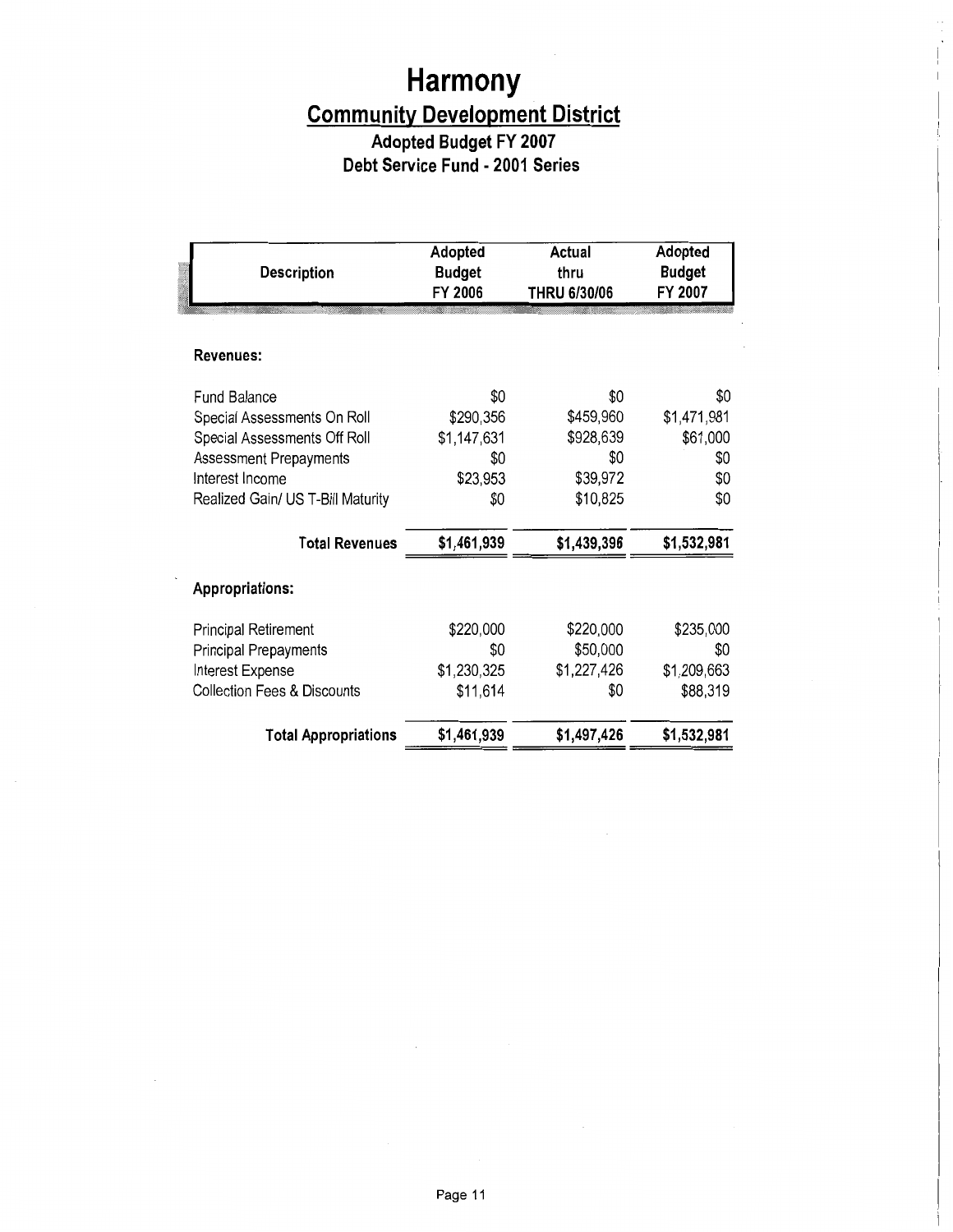# Harmony

## Community Development District

### Adopted Budget FY 2007

### Debt Service Fund - 2001 Series

| Description | Adopted Budget FY 2006 | Actual thru THRU 6/30/06 | Adopted Budget FY 2007 |
|---|---|---|---|
| **Revenues:** | | | |
| Fund Balance | $0 | $0 | $0 |
| Special Assessments On Roll | $290,356 | $459,960 | $1,471,981 |
| Special Assessments Off Roll | $1,147,631 | $928,639 | $61,000 |
| Assessment Prepayments | $0 | $0 | $0 |
| Interest Income | $23,953 | $39,972 | $0 |
| Realized Gain/ US T-Bill Maturity | $0 | $10,825 | $0 |
| **Total Revenues** | **$1,461,939** | **$1,439,396** | **$1,532,981** |
| **Appropriations:** | | | |
| Principal Retirement | $220,000 | $220,000 | $235,000 |
| Principal Prepayments | $0 | $50,000 | $0 |
| Interest Expense | $1,230,325 | $1,227,426 | $1,209,663 |
| Collection Fees & Discounts | $11,614 | $0 | $88,319 |
| **Total Appropriations** | **$1,461,939** | **$1,497,426** | **$1,532,981** |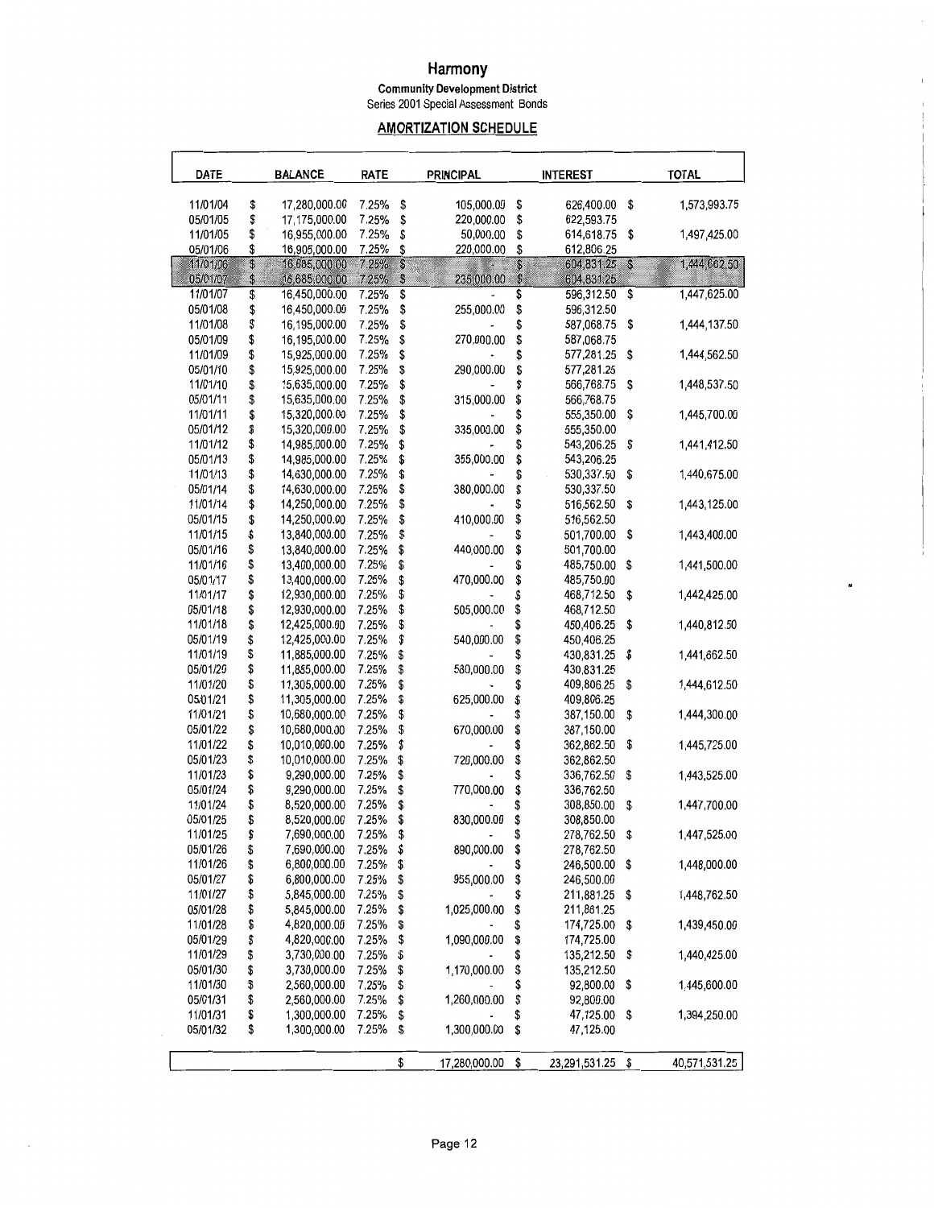# Harmony

**Community Development District**

Series 2001 Special Assessment Bonds

## AMORTIZATION SCHEDULE

| DATE | BALANCE | RATE | PRINCIPAL | INTEREST | TOTAL |
|---|---|---|---|---|---|
| 11/01/04 | $ 17,280,000.00 | 7.25% | $ 105,000.00 | $ 626,400.00 | $ 1,573,993.75 |
| 05/01/05 | $ 17,175,000.00 | 7.25% | $ 220,000.00 | $ 622,593.75 | |
| 11/01/05 | $ 16,955,000.00 | 7.25% | $ 50,000.00 | $ 614,618.75 | $ 1,497,425.00 |
| 05/01/06 | $ 16,905,000.00 | 7.25% | $ 220,000.00 | $ 612,806.25 | |
| 11/01/06 | $ 16,685,000.00 | 7.25% | $ | $ 604,831.25 | $ 1,444,662.50 |
| 05/01/07 | $ 16,685,000.00 | 7.25% | $ 235,000.00 | $ 604,831.25 | |
| 11/01/07 | $ 16,450,000.00 | 7.25% | $ - | $ 596,312.50 | $ 1,447,625.00 |
| 05/01/08 | $ 16,450,000.00 | 7.25% | $ 255,000.00 | $ 596,312.50 | |
| 11/01/08 | $ 16,195,000.00 | 7.25% | $ - | $ 587,068.75 | $ 1,444,137.50 |
| 05/01/09 | $ 16,195,000.00 | 7.25% | $ 270,000.00 | $ 587,068.75 | |
| 11/01/09 | $ 15,925,000.00 | 7.25% | $ - | $ 577,281.25 | $ 1,444,562.50 |
| 05/01/10 | $ 15,925,000.00 | 7.25% | $ 290,000.00 | $ 577,281.25 | |
| 11/01/10 | $ 15,635,000.00 | 7.25% | $ - | $ 566,768.75 | $ 1,448,537.50 |
| 05/01/11 | $ 15,635,000.00 | 7.25% | $ 315,000.00 | $ 566,768.75 | |
| 11/01/11 | $ 15,320,000.00 | 7.25% | $ - | $ 555,350.00 | $ 1,445,700.00 |
| 05/01/12 | $ 15,320,000.00 | 7.25% | $ 335,000.00 | $ 555,350.00 | |
| 11/01/12 | $ 14,985,000.00 | 7.25% | $ - | $ 543,206.25 | $ 1,441,412.50 |
| 05/01/13 | $ 14,985,000.00 | 7.25% | $ 355,000.00 | $ 543,206.25 | |
| 11/01/13 | $ 14,630,000.00 | 7.25% | $ - | $ 530,337.50 | $ 1,440,675.00 |
| 05/01/14 | $ 14,630,000.00 | 7.25% | $ 380,000.00 | $ 530,337.50 | |
| 11/01/14 | $ 14,250,000.00 | 7.25% | $ - | $ 516,562.50 | $ 1,443,125.00 |
| 05/01/15 | $ 14,250,000.00 | 7.25% | $ 410,000.00 | $ 516,562.50 | |
| 11/01/15 | $ 13,840,000.00 | 7.25% | $ - | $ 501,700.00 | $ 1,443,400.00 |
| 05/01/16 | $ 13,840,000.00 | 7.25% | $ 440,000.00 | $ 501,700.00 | |
| 11/01/16 | $ 13,400,000.00 | 7.25% | $ - | $ 485,750.00 | $ 1,441,500.00 |
| 05/01/17 | $ 13,400,000.00 | 7.25% | $ 470,000.00 | $ 485,750.00 | |
| 11/01/17 | $ 12,930,000.00 | 7.25% | $ - | $ 468,712.50 | $ 1,442,425.00 |
| 05/01/18 | $ 12,930,000.00 | 7.25% | $ 505,000.00 | $ 468,712.50 | |
| 11/01/18 | $ 12,425,000.00 | 7.25% | $ - | $ 450,406.25 | $ 1,440,812.50 |
| 05/01/19 | $ 12,425,000.00 | 7.25% | $ 540,000.00 | $ 450,406.25 | |
| 11/01/19 | $ 11,885,000.00 | 7.25% | $ - | $ 430,831.25 | $ 1,441,662.50 |
| 05/01/20 | $ 11,885,000.00 | 7.25% | $ 580,000.00 | $ 430,831.25 | |
| 11/01/20 | $ 11,305,000.00 | 7.25% | $ - | $ 409,806.25 | $ 1,444,612.50 |
| 05/01/21 | $ 11,305,000.00 | 7.25% | $ 625,000.00 | $ 409,806.25 | |
| 11/01/21 | $ 10,680,000.00 | 7.25% | $ - | $ 387,150.00 | $ 1,444,300.00 |
| 05/01/22 | $ 10,680,000.00 | 7.25% | $ 670,000.00 | $ 387,150.00 | |
| 11/01/22 | $ 10,010,000.00 | 7.25% | $ - | $ 362,862.50 | $ 1,445,725.00 |
| 05/01/23 | $ 10,010,000.00 | 7.25% | $ 720,000.00 | $ 362,862.50 | |
| 11/01/23 | $ 9,290,000.00 | 7.25% | $ - | $ 336,762.50 | $ 1,443,525.00 |
| 05/01/24 | $ 9,290,000.00 | 7.25% | $ 770,000.00 | $ 336,762.50 | |
| 11/01/24 | $ 8,520,000.00 | 7.25% | $ - | $ 308,850.00 | $ 1,447,700.00 |
| 05/01/25 | $ 8,520,000.00 | 7.25% | $ 830,000.00 | $ 308,850.00 | |
| 11/01/25 | $ 7,690,000.00 | 7.25% | $ - | $ 278,762.50 | $ 1,447,525.00 |
| 05/01/26 | $ 7,690,000.00 | 7.25% | $ 890,000.00 | $ 278,762.50 | |
| 11/01/26 | $ 6,800,000.00 | 7.25% | $ - | $ 246,500.00 | $ 1,448,000.00 |
| 05/01/27 | $ 6,800,000.00 | 7.25% | $ 955,000.00 | $ 246,500.00 | |
| 11/01/27 | $ 5,845,000.00 | 7.25% | $ - | $ 211,881.25 | $ 1,448,762.50 |
| 05/01/28 | $ 5,845,000.00 | 7.25% | $ 1,025,000.00 | $ 211,881.25 | |
| 11/01/28 | $ 4,820,000.00 | 7.25% | $ - | $ 174,725.00 | $ 1,439,450.00 |
| 05/01/29 | $ 4,820,000.00 | 7.25% | $ 1,090,000.00 | $ 174,725.00 | |
| 11/01/29 | $ 3,730,000.00 | 7.25% | $ - | $ 135,212.50 | $ 1,440,425.00 |
| 05/01/30 | $ 3,730,000.00 | 7.25% | $ 1,170,000.00 | $ 135,212.50 | |
| 11/01/30 | $ 2,560,000.00 | 7.25% | $ - | $ 92,800.00 | $ 1,445,600.00 |
| 05/01/31 | $ 2,560,000.00 | 7.25% | $ 1,260,000.00 | $ 92,800.00 | |
| 11/01/31 | $ 1,300,000.00 | 7.25% | $ - | $ 47,125.00 | $ 1,394,250.00 |
| 05/01/32 | $ 1,300,000.00 | 7.25% | $ 1,300,000.00 | $ 47,125.00 | |
| | | | $ 17,280,000.00 | $ 23,291,531.25 | $ 40,571,531.25 |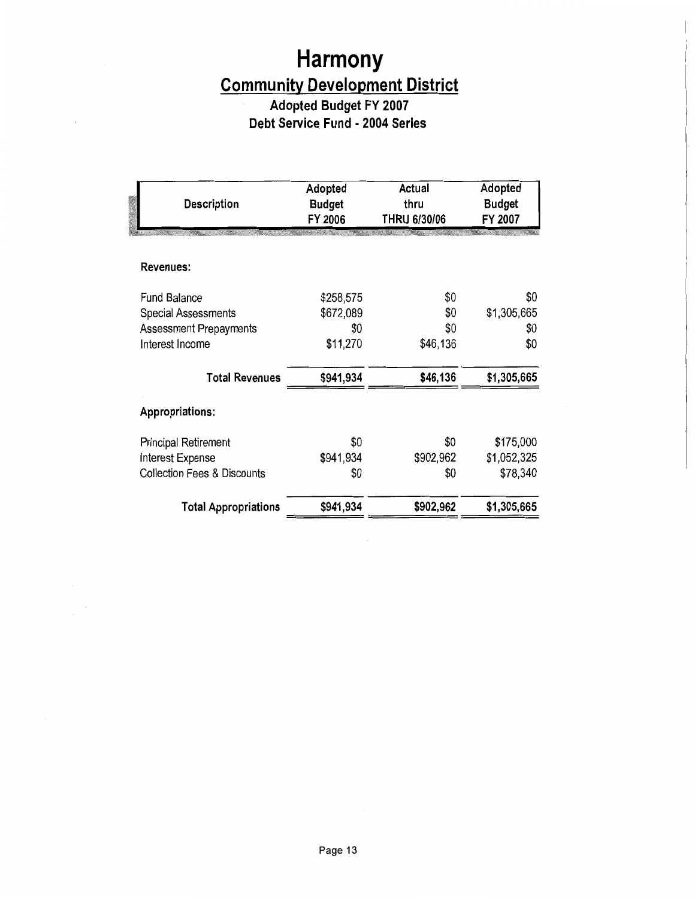# Harmony

## Community Development District

### Adopted Budget FY 2007

### Debt Service Fund - 2004 Series

| Description | Adopted Budget FY 2006 | Actual thru THRU 6/30/06 | Adopted Budget FY 2007 |
|---|---|---|---|
| **Revenues:** | | | |
| Fund Balance | $258,575 | $0 | $0 |
| Special Assessments | $672,089 | $0 | $1,305,665 |
| Assessment Prepayments | $0 | $0 | $0 |
| Interest Income | $11,270 | $46,136 | $0 |
| **Total Revenues** | **$941,934** | **$46,136** | **$1,305,665** |
| **Appropriations:** | | | |
| Principal Retirement | $0 | $0 | $175,000 |
| Interest Expense | $941,934 | $902,962 | $1,052,325 |
| Collection Fees & Discounts | $0 | $0 | $78,340 |
| **Total Appropriations** | **$941,934** | **$902,962** | **$1,305,665** |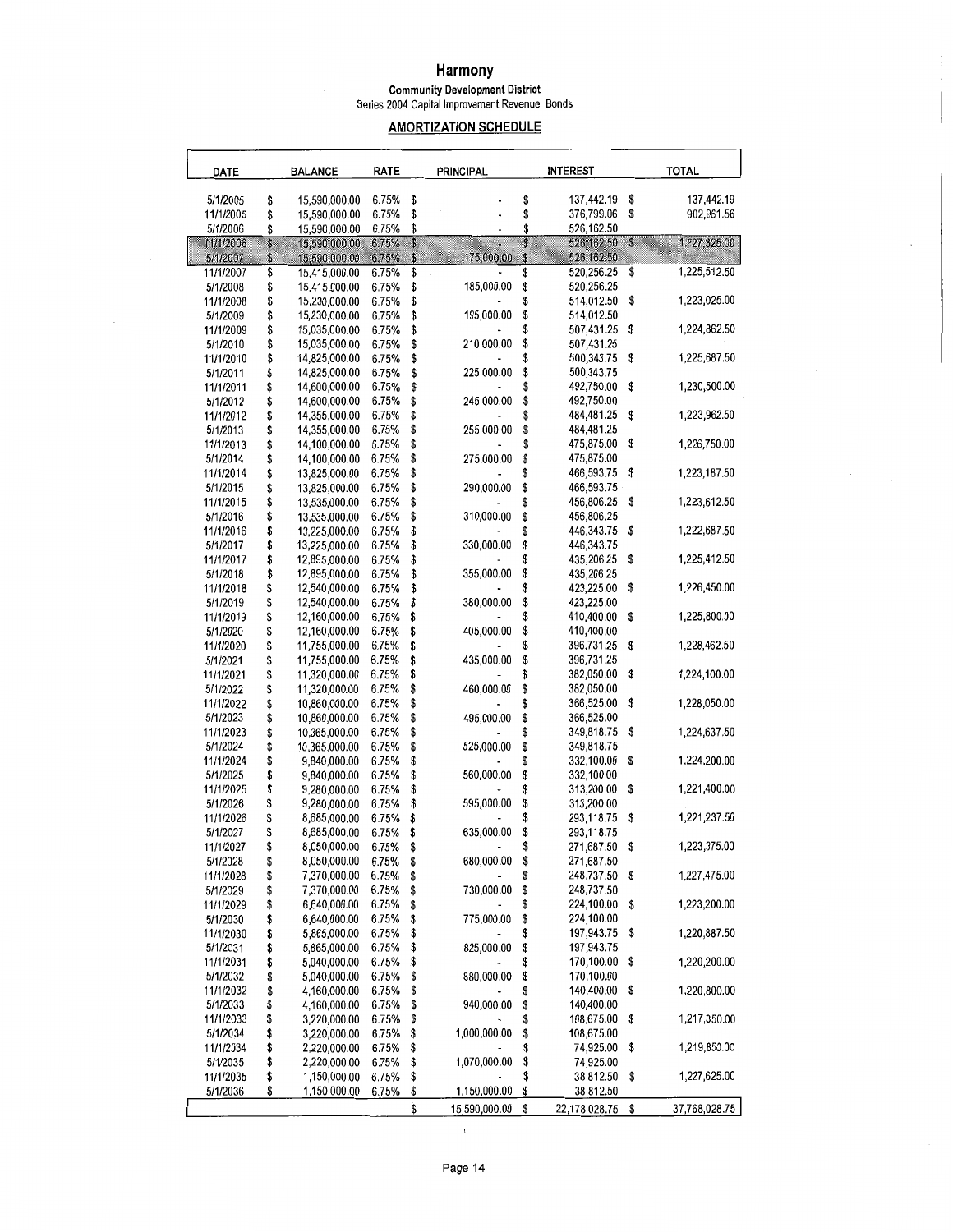# Harmony

## Community Development District

Series 2004 Capital Improvement Revenue Bonds

### AMORTIZATION SCHEDULE

| DATE | BALANCE | RATE | PRINCIPAL | INTEREST | TOTAL |
|---|---|---|---|---|---|
| 5/1/2005 | $ 15,590,000.00 | 6.75% | $ - | $ 137,442.19 | $ 137,442.19 |
| 11/1/2005 | $ 15,590,000.00 | 6.75% | $ - | $ 376,799.06 | $ 902,961.56 |
| 5/1/2006 | $ 15,590,000.00 | 6.75% | $ - | $ 526,162.50 | |
| 11/1/2006 | $ 15,590,000.00 | 6.75% | $ - | $ 526,162.50 | $ 1,227,325.00 |
| 5/1/2007 | $ 15,590,000.00 | 6.75% | $ 175,000.00 | $ 526,162.50 | |
| 11/1/2007 | $ 15,415,000.00 | 6.75% | $ - | $ 520,256.25 | $ 1,225,512.50 |
| 5/1/2008 | $ 15,415,000.00 | 6.75% | $ 185,000.00 | $ 520,256.25 | |
| 11/1/2008 | $ 15,230,000.00 | 6.75% | $ - | $ 514,012.50 | $ 1,223,025.00 |
| 5/1/2009 | $ 15,230,000.00 | 6.75% | $ 195,000.00 | $ 514,012.50 | |
| 11/1/2009 | $ 15,035,000.00 | 6.75% | $ - | $ 507,431.25 | $ 1,224,862.50 |
| 5/1/2010 | $ 15,035,000.00 | 6.75% | $ 210,000.00 | $ 507,431.25 | |
| 11/1/2010 | $ 14,825,000.00 | 6.75% | $ - | $ 500,343.75 | $ 1,225,687.50 |
| 5/1/2011 | $ 14,825,000.00 | 6.75% | $ 225,000.00 | $ 500,343.75 | |
| 11/1/2011 | $ 14,600,000.00 | 6.75% | $ - | $ 492,750.00 | $ 1,230,500.00 |
| 5/1/2012 | $ 14,600,000.00 | 6.75% | $ 245,000.00 | $ 492,750.00 | |
| 11/1/2012 | $ 14,355,000.00 | 6.75% | $ - | $ 484,481.25 | $ 1,223,962.50 |
| 5/1/2013 | $ 14,355,000.00 | 6.75% | $ 255,000.00 | $ 484,481.25 | |
| 11/1/2013 | $ 14,100,000.00 | 6.75% | $ - | $ 475,875.00 | $ 1,226,750.00 |
| 5/1/2014 | $ 14,100,000.00 | 6.75% | $ 275,000.00 | $ 475,875.00 | |
| 11/1/2014 | $ 13,825,000.00 | 6.75% | $ - | $ 466,593.75 | $ 1,223,187.50 |
| 5/1/2015 | $ 13,825,000.00 | 6.75% | $ 290,000.00 | $ 466,593.75 | |
| 11/1/2015 | $ 13,535,000.00 | 6.75% | $ - | $ 456,806.25 | $ 1,223,612.50 |
| 5/1/2016 | $ 13,535,000.00 | 6.75% | $ 310,000.00 | $ 456,806.25 | |
| 11/1/2016 | $ 13,225,000.00 | 6.75% | $ - | $ 446,343.75 | $ 1,222,687.50 |
| 5/1/2017 | $ 13,225,000.00 | 6.75% | $ 330,000.00 | $ 446,343.75 | |
| 11/1/2017 | $ 12,895,000.00 | 6.75% | $ - | $ 435,206.25 | $ 1,225,412.50 |
| 5/1/2018 | $ 12,895,000.00 | 6.75% | $ 355,000.00 | $ 435,206.25 | |
| 11/1/2018 | $ 12,540,000.00 | 6.75% | $ - | $ 423,225.00 | $ 1,226,450.00 |
| 5/1/2019 | $ 12,540,000.00 | 6.75% | $ 380,000.00 | $ 423,225.00 | |
| 11/1/2019 | $ 12,160,000.00 | 6.75% | $ - | $ 410,400.00 | $ 1,225,800.00 |
| 5/1/2020 | $ 12,160,000.00 | 6.75% | $ 405,000.00 | $ 410,400.00 | |
| 11/1/2020 | $ 11,755,000.00 | 6.75% | $ - | $ 396,731.25 | $ 1,228,462.50 |
| 5/1/2021 | $ 11,755,000.00 | 6.75% | $ 435,000.00 | $ 396,731.25 | |
| 11/1/2021 | $ 11,320,000.00 | 6.75% | $ - | $ 382,050.00 | $ 1,224,100.00 |
| 5/1/2022 | $ 11,320,000.00 | 6.75% | $ 460,000.00 | $ 382,050.00 | |
| 11/1/2022 | $ 10,860,000.00 | 6.75% | $ - | $ 366,525.00 | $ 1,228,050.00 |
| 5/1/2023 | $ 10,860,000.00 | 6.75% | $ 495,000.00 | $ 366,525.00 | |
| 11/1/2023 | $ 10,365,000.00 | 6.75% | $ - | $ 349,818.75 | $ 1,224,637.50 |
| 5/1/2024 | $ 10,365,000.00 | 6.75% | $ 525,000.00 | $ 349,818.75 | |
| 11/1/2024 | $ 9,840,000.00 | 6.75% | $ - | $ 332,100.00 | $ 1,224,200.00 |
| 5/1/2025 | $ 9,840,000.00 | 6.75% | $ 560,000.00 | $ 332,100.00 | |
| 11/1/2025 | $ 9,280,000.00 | 6.75% | $ - | $ 313,200.00 | $ 1,221,400.00 |
| 5/1/2026 | $ 9,280,000.00 | 6.75% | $ 595,000.00 | $ 313,200.00 | |
| 11/1/2026 | $ 8,685,000.00 | 6.75% | $ - | $ 293,118.75 | $ 1,221,237.50 |
| 5/1/2027 | $ 8,685,000.00 | 6.75% | $ 635,000.00 | $ 293,118.75 | |
| 11/1/2027 | $ 8,050,000.00 | 6.75% | $ - | $ 271,687.50 | $ 1,223,375.00 |
| 5/1/2028 | $ 8,050,000.00 | 6.75% | $ 680,000.00 | $ 271,687.50 | |
| 11/1/2028 | $ 7,370,000.00 | 6.75% | $ - | $ 248,737.50 | $ 1,227,475.00 |
| 5/1/2029 | $ 7,370,000.00 | 6.75% | $ 730,000.00 | $ 248,737.50 | |
| 11/1/2029 | $ 6,640,000.00 | 6.75% | $ - | $ 224,100.00 | $ 1,223,200.00 |
| 5/1/2030 | $ 6,640,000.00 | 6.75% | $ 775,000.00 | $ 224,100.00 | |
| 11/1/2030 | $ 5,865,000.00 | 6.75% | $ - | $ 197,943.75 | $ 1,220,887.50 |
| 5/1/2031 | $ 5,865,000.00 | 6.75% | $ 825,000.00 | $ 197,943.75 | |
| 11/1/2031 | $ 5,040,000.00 | 6.75% | $ - | $ 170,100.00 | $ 1,220,200.00 |
| 5/1/2032 | $ 5,040,000.00 | 6.75% | $ 880,000.00 | $ 170,100.00 | |
| 11/1/2032 | $ 4,160,000.00 | 6.75% | $ - | $ 140,400.00 | $ 1,220,800.00 |
| 5/1/2033 | $ 4,160,000.00 | 6.75% | $ 940,000.00 | $ 140,400.00 | |
| 11/1/2033 | $ 3,220,000.00 | 6.75% | $ - | $ 108,675.00 | $ 1,217,350.00 |
| 5/1/2034 | $ 3,220,000.00 | 6.75% | $ 1,000,000.00 | $ 108,675.00 | |
| 11/1/2034 | $ 2,220,000.00 | 6.75% | $ - | $ 74,925.00 | $ 1,219,850.00 |
| 5/1/2035 | $ 2,220,000.00 | 6.75% | $ 1,070,000.00 | $ 74,925.00 | |
| 11/1/2035 | $ 1,150,000.00 | 6.75% | $ - | $ 38,812.50 | $ 1,227,625.00 |
| 5/1/2036 | $ 1,150,000.00 | 6.75% | $ 1,150,000.00 | $ 38,812.50 | |
| | | | $ 15,590,000.00 | $ 22,178,028.75 | $ 37,768,028.75 |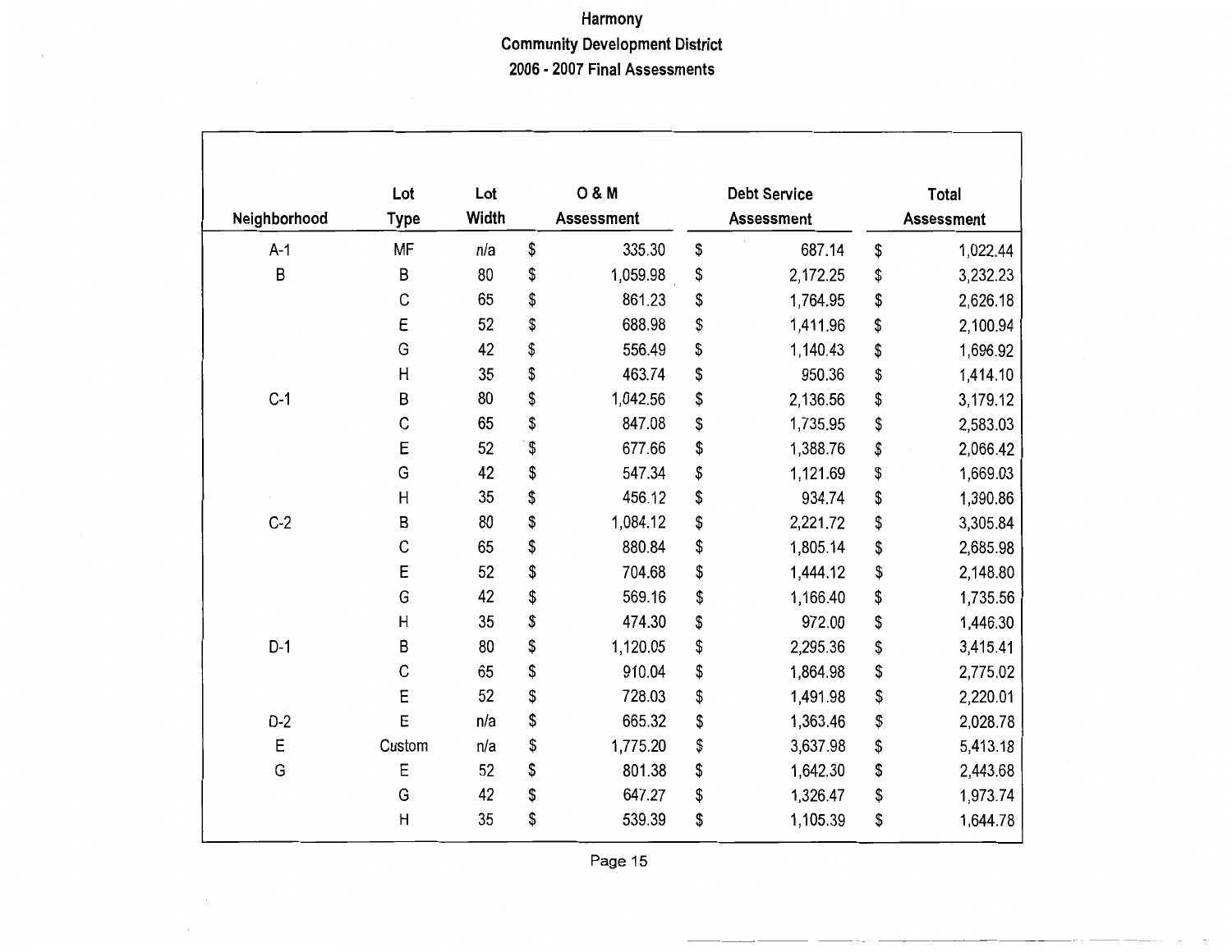**Harmony**

**Community Development District**

**2006 - 2007 Final Assessments**

| Neighborhood | Lot Type | Lot Width | O & M Assessment | Debt Service Assessment | Total Assessment |
|---|---|---|---|---|---|
| A-1 | MF | n/a | $ 335.30 | $ 687.14 | $ 1,022.44 |
| B | B | 80 | $ 1,059.98 | $ 2,172.25 | $ 3,232.23 |
| | C | 65 | $ 861.23 | $ 1,764.95 | $ 2,626.18 |
| | E | 52 | $ 688.98 | $ 1,411.96 | $ 2,100.94 |
| | G | 42 | $ 556.49 | $ 1,140.43 | $ 1,696.92 |
| | H | 35 | $ 463.74 | $ 950.36 | $ 1,414.10 |
| C-1 | B | 80 | $ 1,042.56 | $ 2,136.56 | $ 3,179.12 |
| | C | 65 | $ 847.08 | $ 1,735.95 | $ 2,583.03 |
| | E | 52 | $ 677.66 | $ 1,388.76 | $ 2,066.42 |
| | G | 42 | $ 547.34 | $ 1,121.69 | $ 1,669.03 |
| | H | 35 | $ 456.12 | $ 934.74 | $ 1,390.86 |
| C-2 | B | 80 | $ 1,084.12 | $ 2,221.72 | $ 3,305.84 |
| | C | 65 | $ 880.84 | $ 1,805.14 | $ 2,685.98 |
| | E | 52 | $ 704.68 | $ 1,444.12 | $ 2,148.80 |
| | G | 42 | $ 569.16 | $ 1,166.40 | $ 1,735.56 |
| | H | 35 | $ 474.30 | $ 972.00 | $ 1,446.30 |
| D-1 | B | 80 | $ 1,120.05 | $ 2,295.36 | $ 3,415.41 |
| | C | 65 | $ 910.04 | $ 1,864.98 | $ 2,775.02 |
| | E | 52 | $ 728.03 | $ 1,491.98 | $ 2,220.01 |
| D-2 | E | n/a | $ 665.32 | $ 1,363.46 | $ 2,028.78 |
| E | Custom | n/a | $ 1,775.20 | $ 3,637.98 | $ 5,413.18 |
| G | E | 52 | $ 801.38 | $ 1,642.30 | $ 2,443.68 |
| | G | 42 | $ 647.27 | $ 1,326.47 | $ 1,973.74 |
| | H | 35 | $ 539.39 | $ 1,105.39 | $ 1,644.78 |